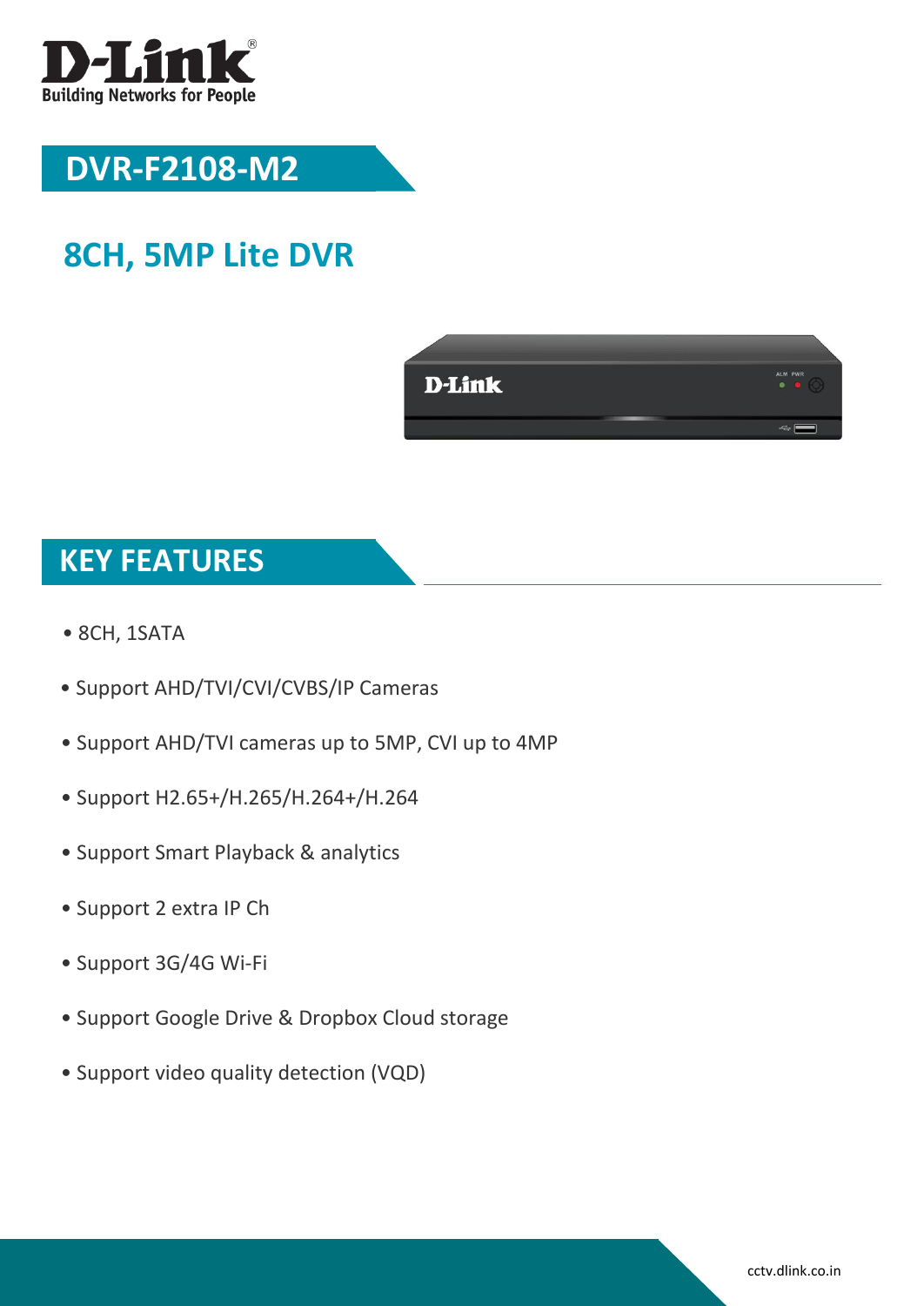D-Link
Building Networks for People

# DVR-F2108-M2

## 8CH, 5MP Lite DVR

## KEY FEATURES

- 8CH, 1SATA
- Support AHD/TVI/CVI/CVBS/IP Cameras
- Support AHD/TVI cameras up to 5MP, CVI up to 4MP
- Support H2.65+/H.265/H.264+/H.264
- Support Smart Playback & analytics
- Support 2 extra IP Ch
- Support 3G/4G Wi-Fi
- Support Google Drive & Dropbox Cloud storage
- Support video quality detection (VQD)

cctv.dlink.co.in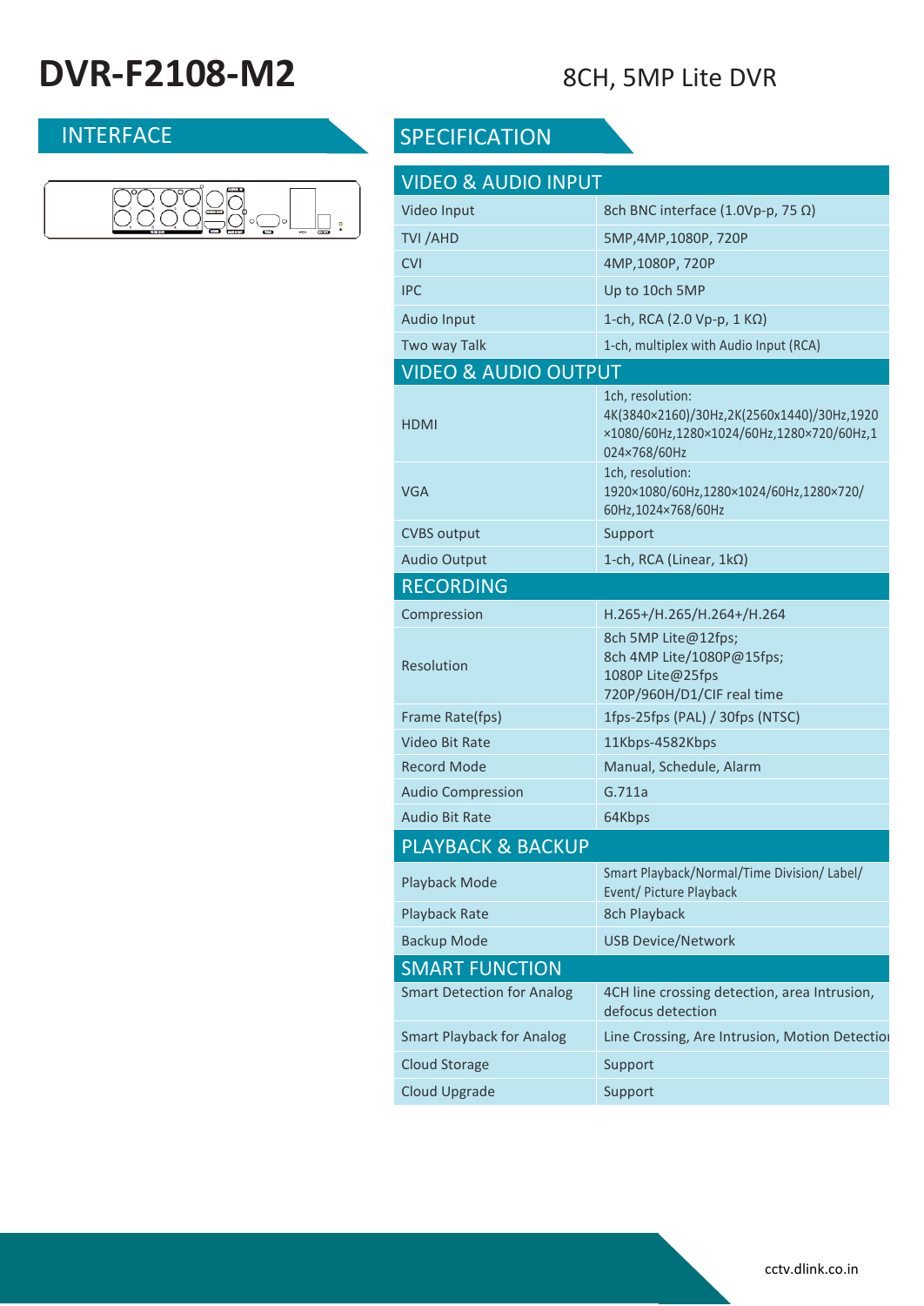# DVR-F2108-M2

8CH, 5MP Lite DVR

## INTERFACE

## SPECIFICATION

| VIDEO & AUDIO INPUT | |
|---|---|
| Video Input | 8ch BNC interface (1.0Vp-p, 75 Ω) |
| TVI /AHD | 5MP,4MP,1080P, 720P |
| CVI | 4MP,1080P, 720P |
| IPC | Up to 10ch 5MP |
| Audio Input | 1-ch, RCA (2.0 Vp-p, 1 KΩ) |
| Two way Talk | 1-ch, multiplex with Audio Input (RCA) |
| **VIDEO & AUDIO OUTPUT** | |
| HDMI | 1ch, resolution: 4K(3840×2160)/30Hz,2K(2560x1440)/30Hz,1920×1080/60Hz,1280×1024/60Hz,1280×720/60Hz,1024×768/60Hz |
| VGA | 1ch, resolution: 1920×1080/60Hz,1280×1024/60Hz,1280×720/60Hz,1024×768/60Hz |
| CVBS output | Support |
| Audio Output | 1-ch, RCA (Linear, 1kΩ) |
| **RECORDING** | |
| Compression | H.265+/H.265/H.264+/H.264 |
| Resolution | 8ch 5MP Lite@12fps;<br>8ch 4MP Lite/1080P@15fps;<br>1080P Lite@25fps<br>720P/960H/D1/CIF real time |
| Frame Rate(fps) | 1fps-25fps (PAL) / 30fps (NTSC) |
| Video Bit Rate | 11Kbps-4582Kbps |
| Record Mode | Manual, Schedule, Alarm |
| Audio Compression | G.711a |
| Audio Bit Rate | 64Kbps |
| **PLAYBACK & BACKUP** | |
| Playback Mode | Smart Playback/Normal/Time Division/ Label/ Event/ Picture Playback |
| Playback Rate | 8ch Playback |
| Backup Mode | USB Device/Network |
| **SMART FUNCTION** | |
| Smart Detection for Analog | 4CH line crossing detection, area Intrusion, defocus detection |
| Smart Playback for Analog | Line Crossing, Are Intrusion, Motion Detection |
| Cloud Storage | Support |
| Cloud Upgrade | Support |

cctv.dlink.co.in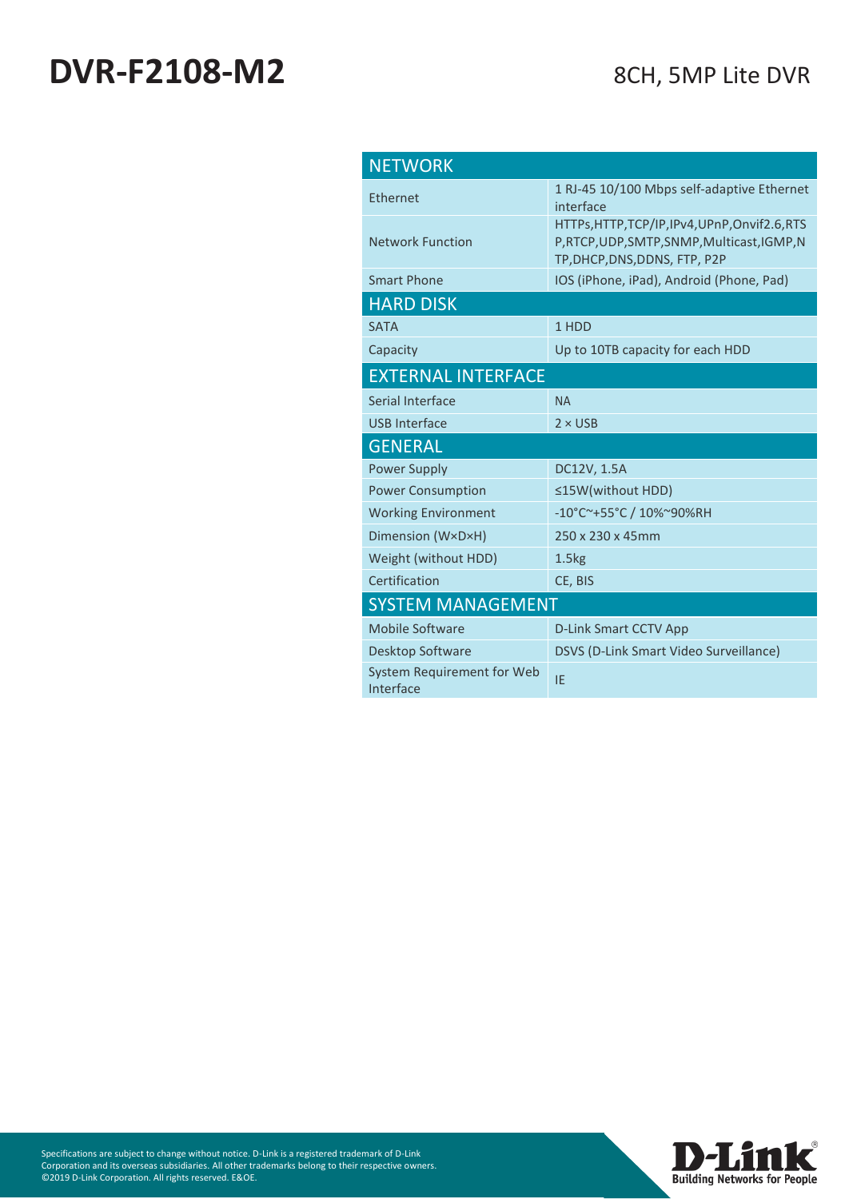# DVR-F2108-M2

8CH, 5MP Lite DVR

| NETWORK | |
|---|---|
| Ethernet | 1 RJ-45 10/100 Mbps self-adaptive Ethernet interface |
| Network Function | HTTPs,HTTP,TCP/IP,IPv4,UPnP,Onvif2.6,RTSP,RTCP,UDP,SMTP,SNMP,Multicast,IGMP,NTP,DHCP,DNS,DDNS, FTP, P2P |
| Smart Phone | IOS (iPhone, iPad), Android (Phone, Pad) |
| **HARD DISK** | |
| SATA | 1 HDD |
| Capacity | Up to 10TB capacity for each HDD |
| **EXTERNAL INTERFACE** | |
| Serial Interface | NA |
| USB Interface | 2 × USB |
| **GENERAL** | |
| Power Supply | DC12V, 1.5A |
| Power Consumption | ≤15W(without HDD) |
| Working Environment | -10°C~+55°C / 10%~90%RH |
| Dimension (W×D×H) | 250 x 230 x 45mm |
| Weight (without HDD) | 1.5kg |
| Certification | CE, BIS |
| **SYSTEM MANAGEMENT** | |
| Mobile Software | D-Link Smart CCTV App |
| Desktop Software | DSVS (D-Link Smart Video Surveillance) |
| System Requirement for Web Interface | IE |

Specifications are subject to change without notice. D-Link is a registered trademark of D-Link Corporation and its overseas subsidiaries. All other trademarks belong to their respective owners. ©2019 D-Link Corporation. All rights reserved. E&OE.

D-Link® Building Networks for People